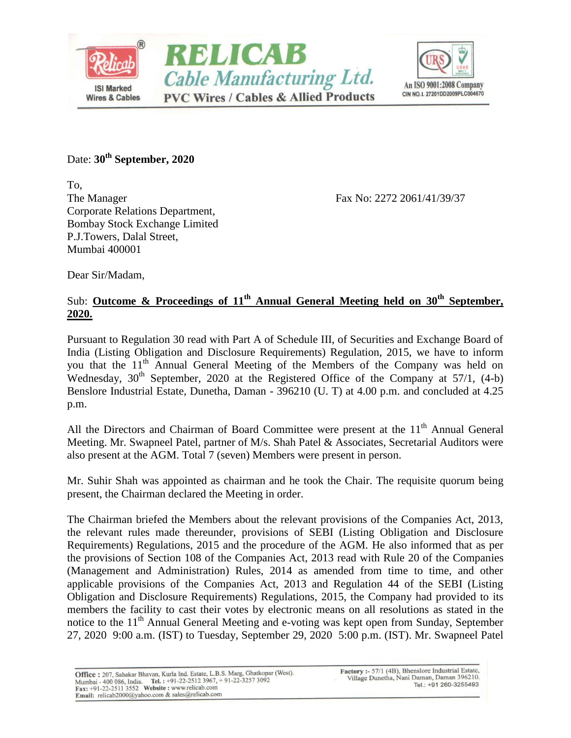**RELICAB**
**Cable Manufacturing Ltd.**
**PVC Wires / Cables & Allied Products**

ISI Marked Wires & Cables

An ISO 9001:2008 Company
CIN NO. L 27201DD2009PLC004670

Date: **30th September, 2020**

To,
The Manager
Corporate Relations Department,
Bombay Stock Exchange Limited
P.J.Towers, Dalal Street,
Mumbai 400001

Fax No: 2272 2061/41/39/37

Dear Sir/Madam,

Sub: **Outcome & Proceedings of 11th Annual General Meeting held on 30th September, 2020.**

Pursuant to Regulation 30 read with Part A of Schedule III, of Securities and Exchange Board of India (Listing Obligation and Disclosure Requirements) Regulation, 2015, we have to inform you that the 11th Annual General Meeting of the Members of the Company was held on Wednesday, 30th September, 2020 at the Registered Office of the Company at 57/1, (4-b) Benslore Industrial Estate, Dunetha, Daman - 396210 (U. T) at 4.00 p.m. and concluded at 4.25 p.m.

All the Directors and Chairman of Board Committee were present at the 11th Annual General Meeting. Mr. Swapneel Patel, partner of M/s. Shah Patel & Associates, Secretarial Auditors were also present at the AGM. Total 7 (seven) Members were present in person.

Mr. Suhir Shah was appointed as chairman and he took the Chair. The requisite quorum being present, the Chairman declared the Meeting in order.

The Chairman briefed the Members about the relevant provisions of the Companies Act, 2013, the relevant rules made thereunder, provisions of SEBI (Listing Obligation and Disclosure Requirements) Regulations, 2015 and the procedure of the AGM. He also informed that as per the provisions of Section 108 of the Companies Act, 2013 read with Rule 20 of the Companies (Management and Administration) Rules, 2014 as amended from time to time, and other applicable provisions of the Companies Act, 2013 and Regulation 44 of the SEBI (Listing Obligation and Disclosure Requirements) Regulations, 2015, the Company had provided to its members the facility to cast their votes by electronic means on all resolutions as stated in the notice to the 11th Annual General Meeting and e-voting was kept open from Sunday, September 27, 2020 9:00 a.m. (IST) to Tuesday, September 29, 2020 5:00 p.m. (IST). Mr. Swapneel Patel

**Office :** 207, Sahakar Bhavan, Kurla Ind. Estate, L.B.S. Marg, Ghatkopar (West). Mumbai - 400 086, India. **Tel. :** +91-22-2512 3967, + 91-22-3257 3092
**Fax:** +91-22-2511 3552 **Website :** www.relicab.com
**Email:** relicab2000@yahoo.com & sales@relicab.com

**Factory :-** 57/1 (4B), Bhenslore Industrial Estate, Village Dunetha, Nani Daman, Daman 396210.
Tel.: +91 260-3255493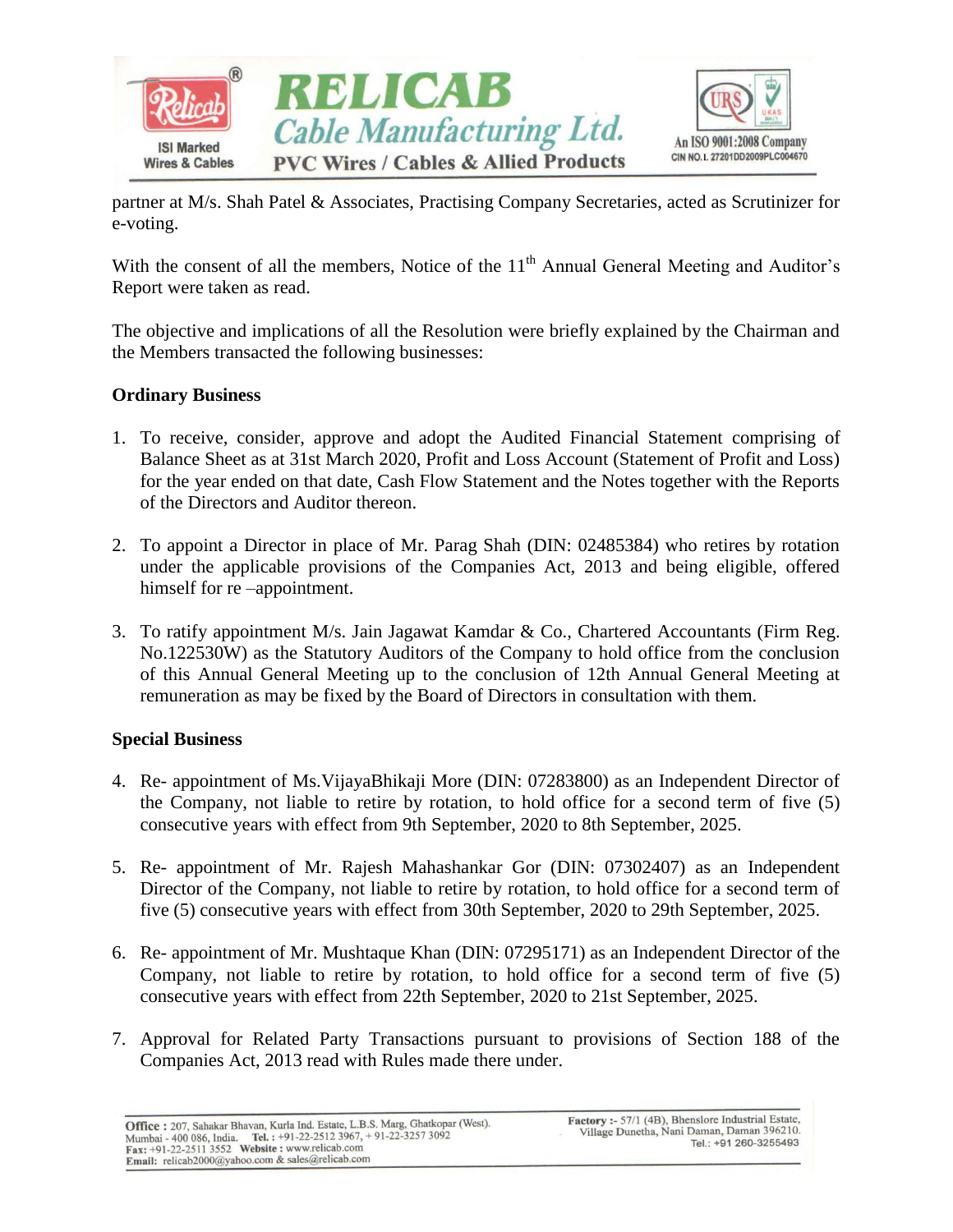partner at M/s. Shah Patel & Associates, Practising Company Secretaries, acted as Scrutinizer for e-voting.

With the consent of all the members, Notice of the 11th Annual General Meeting and Auditor's Report were taken as read.

The objective and implications of all the Resolution were briefly explained by the Chairman and the Members transacted the following businesses:

**Ordinary Business**

1. To receive, consider, approve and adopt the Audited Financial Statement comprising of Balance Sheet as at 31st March 2020, Profit and Loss Account (Statement of Profit and Loss) for the year ended on that date, Cash Flow Statement and the Notes together with the Reports of the Directors and Auditor thereon.

2. To appoint a Director in place of Mr. Parag Shah (DIN: 02485384) who retires by rotation under the applicable provisions of the Companies Act, 2013 and being eligible, offered himself for re –appointment.

3. To ratify appointment M/s. Jain Jagawat Kamdar & Co., Chartered Accountants (Firm Reg. No.122530W) as the Statutory Auditors of the Company to hold office from the conclusion of this Annual General Meeting up to the conclusion of 12th Annual General Meeting at remuneration as may be fixed by the Board of Directors in consultation with them.

**Special Business**

4. Re- appointment of Ms.VijayaBhikaji More (DIN: 07283800) as an Independent Director of the Company, not liable to retire by rotation, to hold office for a second term of five (5) consecutive years with effect from 9th September, 2020 to 8th September, 2025.

5. Re- appointment of Mr. Rajesh Mahashankar Gor (DIN: 07302407) as an Independent Director of the Company, not liable to retire by rotation, to hold office for a second term of five (5) consecutive years with effect from 30th September, 2020 to 29th September, 2025.

6. Re- appointment of Mr. Mushtaque Khan (DIN: 07295171) as an Independent Director of the Company, not liable to retire by rotation, to hold office for a second term of five (5) consecutive years with effect from 22th September, 2020 to 21st September, 2025.

7. Approval for Related Party Transactions pursuant to provisions of Section 188 of the Companies Act, 2013 read with Rules made there under.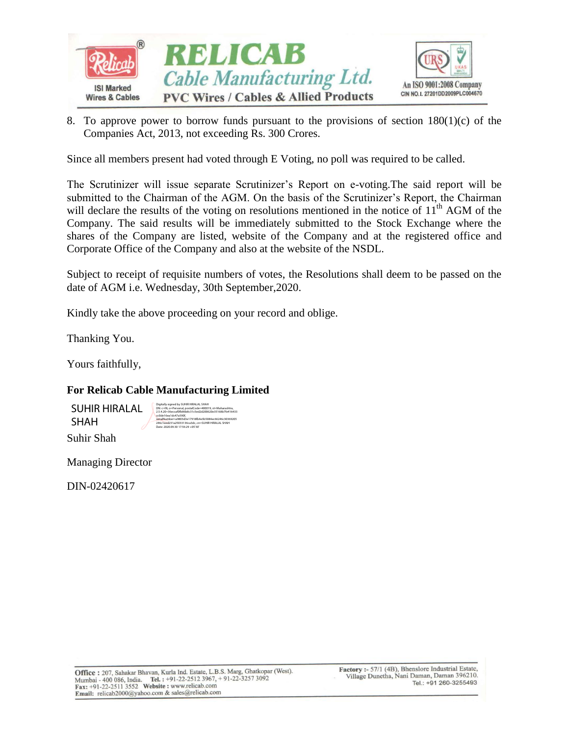8. To approve power to borrow funds pursuant to the provisions of section 180(1)(c) of the Companies Act, 2013, not exceeding Rs. 300 Crores.

Since all members present had voted through E Voting, no poll was required to be called.

The Scrutinizer will issue separate Scrutinizer's Report on e-voting.The said report will be submitted to the Chairman of the AGM. On the basis of the Scrutinizer's Report, the Chairman will declare the results of the voting on resolutions mentioned in the notice of 11th AGM of the Company. The said results will be immediately submitted to the Stock Exchange where the shares of the Company are listed, website of the Company and at the registered office and Corporate Office of the Company and also at the website of the NSDL.

Subject to receipt of requisite numbers of votes, the Resolutions shall deem to be passed on the date of AGM i.e. Wednesday, 30th September,2020.

Kindly take the above proceeding on your record and oblige.

Thanking You.

Yours faithfully,

**For Relicab Cable Manufacturing Limited**

SUHIR HIRALAL SHAH

Digitally signed by SUHIR HIRALAL SHAH
Date: 2020.09.30 17:56:29 +05'30'

Suhir Shah

Managing Director

DIN-02420617